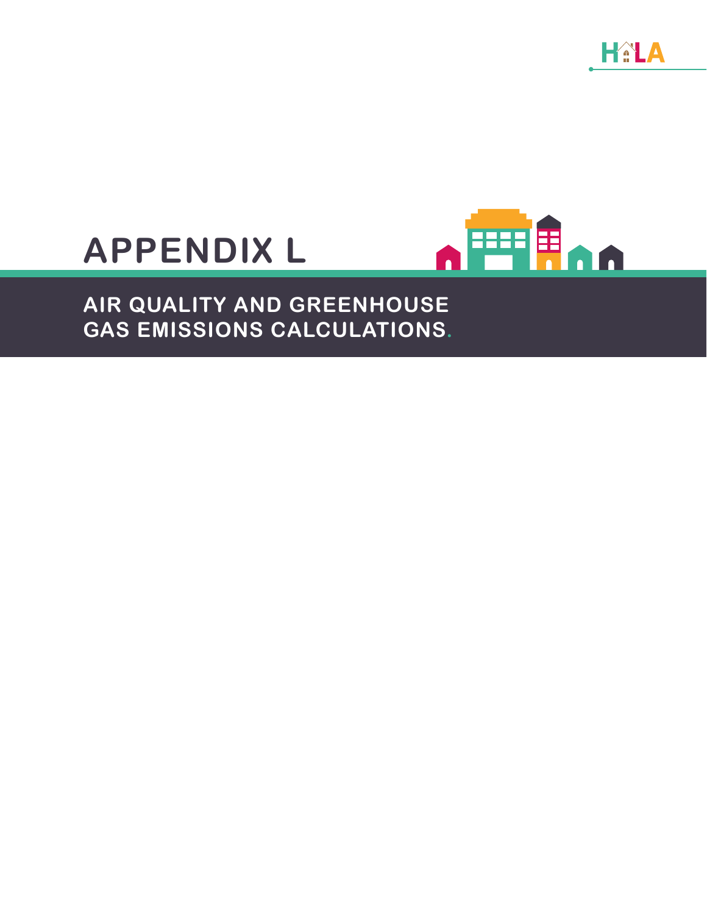# APPENDIX L

## AIR QUALITY AND GREENHOUSE GAS EMISSIONS CALCULATIONS.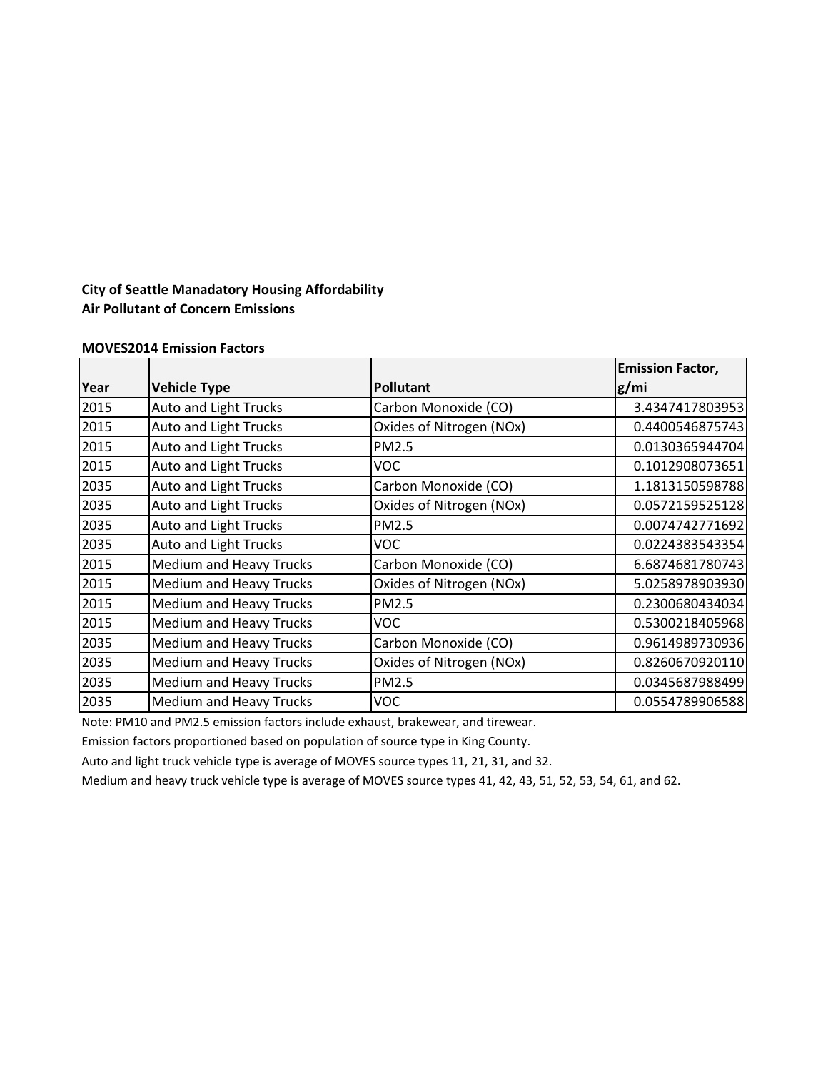**City of Seattle Manadatory Housing Affordability**
**Air Pollutant of Concern Emissions**

**MOVES2014 Emission Factors**

| Year | Vehicle Type | Pollutant | Emission Factor, g/mi |
|---|---|---|---|
| 2015 | Auto and Light Trucks | Carbon Monoxide (CO) | 3.4347417803953 |
| 2015 | Auto and Light Trucks | Oxides of Nitrogen (NOx) | 0.4400546875743 |
| 2015 | Auto and Light Trucks | PM2.5 | 0.0130365944704 |
| 2015 | Auto and Light Trucks | VOC | 0.1012908073651 |
| 2035 | Auto and Light Trucks | Carbon Monoxide (CO) | 1.1813150598788 |
| 2035 | Auto and Light Trucks | Oxides of Nitrogen (NOx) | 0.0572159525128 |
| 2035 | Auto and Light Trucks | PM2.5 | 0.0074742771692 |
| 2035 | Auto and Light Trucks | VOC | 0.0224383543354 |
| 2015 | Medium and Heavy Trucks | Carbon Monoxide (CO) | 6.6874681780743 |
| 2015 | Medium and Heavy Trucks | Oxides of Nitrogen (NOx) | 5.0258978903930 |
| 2015 | Medium and Heavy Trucks | PM2.5 | 0.2300680434034 |
| 2015 | Medium and Heavy Trucks | VOC | 0.5300218405968 |
| 2035 | Medium and Heavy Trucks | Carbon Monoxide (CO) | 0.9614989730936 |
| 2035 | Medium and Heavy Trucks | Oxides of Nitrogen (NOx) | 0.8260670920110 |
| 2035 | Medium and Heavy Trucks | PM2.5 | 0.0345687988499 |
| 2035 | Medium and Heavy Trucks | VOC | 0.0554789906588 |

Note: PM10 and PM2.5 emission factors include exhaust, brakewear, and tirewear.

Emission factors proportioned based on population of source type in King County.

Auto and light truck vehicle type is average of MOVES source types 11, 21, 31, and 32.

Medium and heavy truck vehicle type is average of MOVES source types 41, 42, 43, 51, 52, 53, 54, 61, and 62.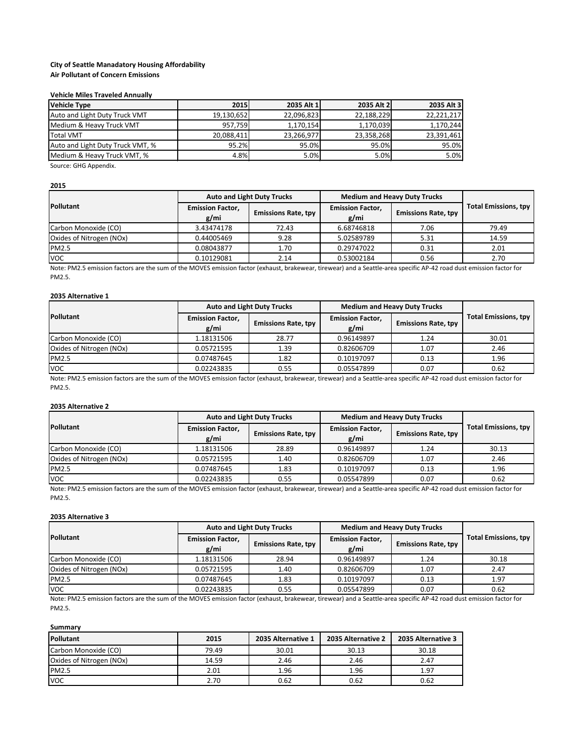**City of Seattle Manadatory Housing Affordability**
**Air Pollutant of Concern Emissions**

**Vehicle Miles Traveled Annually**

| Vehicle Type | 2015 | 2035 Alt 1 | 2035 Alt 2 | 2035 Alt 3 |
|---|---|---|---|---|
| Auto and Light Duty Truck VMT | 19,130,652 | 22,096,823 | 22,188,229 | 22,221,217 |
| Medium & Heavy Truck VMT | 957,759 | 1,170,154 | 1,170,039 | 1,170,244 |
| Total VMT | 20,088,411 | 23,266,977 | 23,358,268 | 23,391,461 |
| Auto and Light Duty Truck VMT, % | 95.2% | 95.0% | 95.0% | 95.0% |
| Medium & Heavy Truck VMT, % | 4.8% | 5.0% | 5.0% | 5.0% |

Source: GHG Appendix.

**2015**

| Pollutant | Auto and Light Duty Trucks | | Medium and Heavy Duty Trucks | | Total Emissions, tpy |
|---|---|---|---|---|---|
| | Emission Factor, g/mi | Emissions Rate, tpy | Emission Factor, g/mi | Emissions Rate, tpy | |
| Carbon Monoxide (CO) | 3.43474178 | 72.43 | 6.68746818 | 7.06 | 79.49 |
| Oxides of Nitrogen (NOx) | 0.44005469 | 9.28 | 5.02589789 | 5.31 | 14.59 |
| PM2.5 | 0.08043877 | 1.70 | 0.29747022 | 0.31 | 2.01 |
| VOC | 0.10129081 | 2.14 | 0.53002184 | 0.56 | 2.70 |

Note: PM2.5 emission factors are the sum of the MOVES emission factor (exhaust, brakewear, tirewear) and a Seattle-area specific AP-42 road dust emission factor for PM2.5.

**2035 Alternative 1**

| Pollutant | Auto and Light Duty Trucks | | Medium and Heavy Duty Trucks | | Total Emissions, tpy |
|---|---|---|---|---|---|
| | Emission Factor, g/mi | Emissions Rate, tpy | Emission Factor, g/mi | Emissions Rate, tpy | |
| Carbon Monoxide (CO) | 1.18131506 | 28.77 | 0.96149897 | 1.24 | 30.01 |
| Oxides of Nitrogen (NOx) | 0.05721595 | 1.39 | 0.82606709 | 1.07 | 2.46 |
| PM2.5 | 0.07487645 | 1.82 | 0.10197097 | 0.13 | 1.96 |
| VOC | 0.02243835 | 0.55 | 0.05547899 | 0.07 | 0.62 |

Note: PM2.5 emission factors are the sum of the MOVES emission factor (exhaust, brakewear, tirewear) and a Seattle-area specific AP-42 road dust emission factor for PM2.5.

**2035 Alternative 2**

| Pollutant | Auto and Light Duty Trucks | | Medium and Heavy Duty Trucks | | Total Emissions, tpy |
|---|---|---|---|---|---|
| | Emission Factor, g/mi | Emissions Rate, tpy | Emission Factor, g/mi | Emissions Rate, tpy | |
| Carbon Monoxide (CO) | 1.18131506 | 28.89 | 0.96149897 | 1.24 | 30.13 |
| Oxides of Nitrogen (NOx) | 0.05721595 | 1.40 | 0.82606709 | 1.07 | 2.46 |
| PM2.5 | 0.07487645 | 1.83 | 0.10197097 | 0.13 | 1.96 |
| VOC | 0.02243835 | 0.55 | 0.05547899 | 0.07 | 0.62 |

Note: PM2.5 emission factors are the sum of the MOVES emission factor (exhaust, brakewear, tirewear) and a Seattle-area specific AP-42 road dust emission factor for PM2.5.

**2035 Alternative 3**

| Pollutant | Auto and Light Duty Trucks | | Medium and Heavy Duty Trucks | | Total Emissions, tpy |
|---|---|---|---|---|---|
| | Emission Factor, g/mi | Emissions Rate, tpy | Emission Factor, g/mi | Emissions Rate, tpy | |
| Carbon Monoxide (CO) | 1.18131506 | 28.94 | 0.96149897 | 1.24 | 30.18 |
| Oxides of Nitrogen (NOx) | 0.05721595 | 1.40 | 0.82606709 | 1.07 | 2.47 |
| PM2.5 | 0.07487645 | 1.83 | 0.10197097 | 0.13 | 1.97 |
| VOC | 0.02243835 | 0.55 | 0.05547899 | 0.07 | 0.62 |

Note: PM2.5 emission factors are the sum of the MOVES emission factor (exhaust, brakewear, tirewear) and a Seattle-area specific AP-42 road dust emission factor for PM2.5.

**Summary**

| Pollutant | 2015 | 2035 Alternative 1 | 2035 Alternative 2 | 2035 Alternative 3 |
|---|---|---|---|---|
| Carbon Monoxide (CO) | 79.49 | 30.01 | 30.13 | 30.18 |
| Oxides of Nitrogen (NOx) | 14.59 | 2.46 | 2.46 | 2.47 |
| PM2.5 | 2.01 | 1.96 | 1.96 | 1.97 |
| VOC | 2.70 | 0.62 | 0.62 | 0.62 |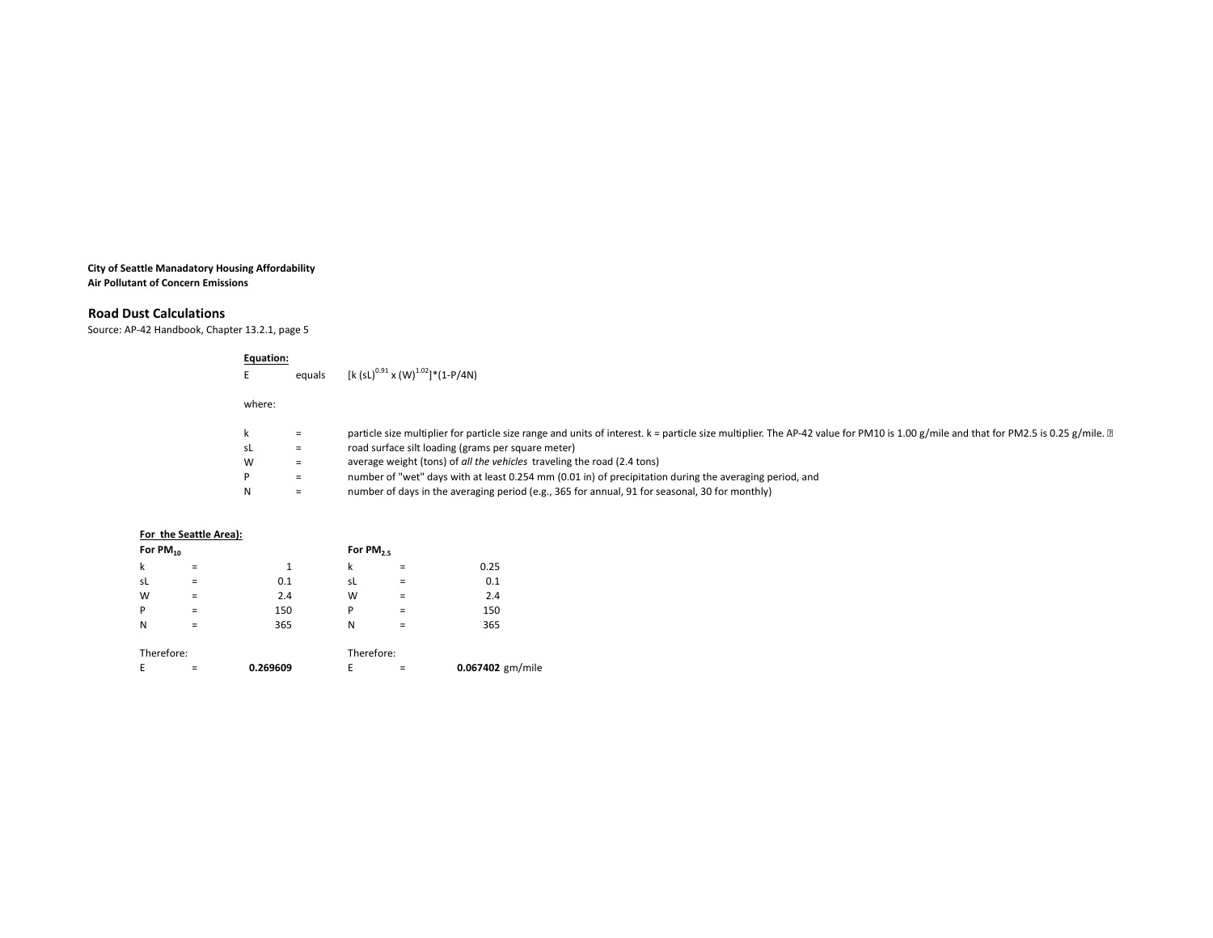**City of Seattle Manadatory Housing Affordability**
**Air Pollutant of Concern Emissions**

## Road Dust Calculations

Source: AP-42 Handbook, Chapter 13.2.1, page 5

**Equation:**

E equals $[k\ (sL)^{0.91} \times (W)^{1.02}]*(1-P/4N)$

where:

| | | |
|---|---|---|
| k | = | particle size multiplier for particle size range and units of interest. k = particle size multiplier. The AP-42 value for PM10 is 1.00 g/mile and that for PM2.5 is 0.25 g/mile. |
| sL | = | road surface silt loading (grams per square meter) |
| W | = | average weight (tons) of *all the vehicles* traveling the road (2.4 tons) |
| P | = | number of "wet" days with at least 0.254 mm (0.01 in) of precipitation during the averaging period, and |
| N | = | number of days in the averaging period (e.g., 365 for annual, 91 for seasonal, 30 for monthly) |

**For the Seattle Area):**

| For $PM_{10}$ | | | For $PM_{2.5}$ | | |
|---|---|---|---|---|---|
| k | = | 1 | k | = | 0.25 |
| sL | = | 0.1 | sL | = | 0.1 |
| W | = | 2.4 | W | = | 2.4 |
| P | = | 150 | P | = | 150 |
| N | = | 365 | N | = | 365 |
| Therefore: | | | Therefore: | | |
| E | = | **0.269609** | E | = | **0.067402** gm/mile |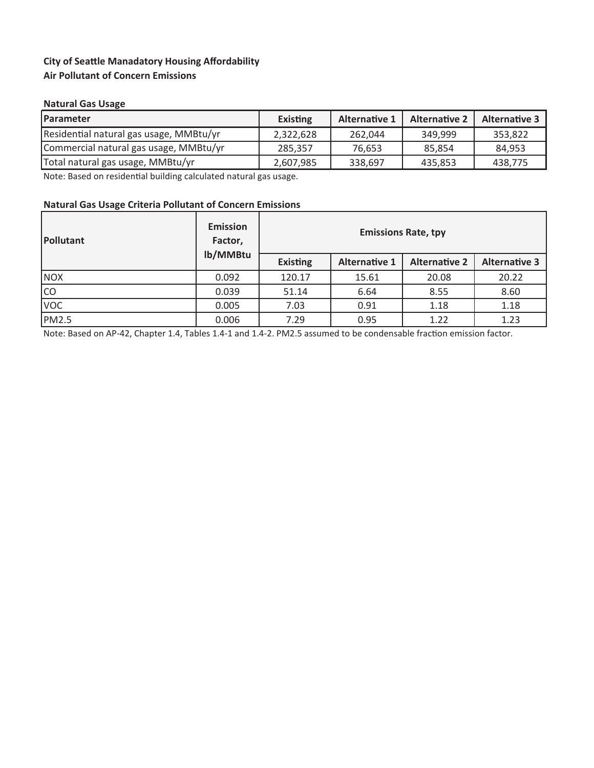**City of Seattle Manadatory Housing Affordability**
**Air Pollutant of Concern Emissions**

**Natural Gas Usage**

| Parameter | Existing | Alternative 1 | Alternative 2 | Alternative 3 |
|---|---|---|---|---|
| Residential natural gas usage, MMBtu/yr | 2,322,628 | 262,044 | 349,999 | 353,822 |
| Commercial natural gas usage, MMBtu/yr | 285,357 | 76,653 | 85,854 | 84,953 |
| Total natural gas usage, MMBtu/yr | 2,607,985 | 338,697 | 435,853 | 438,775 |

Note: Based on residential building calculated natural gas usage.

**Natural Gas Usage Criteria Pollutant of Concern Emissions**

| Pollutant | Emission Factor, lb/MMBtu | Emissions Rate, tpy | | | |
|---|---|---|---|---|---|
| | | Existing | Alternative 1 | Alternative 2 | Alternative 3 |
| NOX | 0.092 | 120.17 | 15.61 | 20.08 | 20.22 |
| CO | 0.039 | 51.14 | 6.64 | 8.55 | 8.60 |
| VOC | 0.005 | 7.03 | 0.91 | 1.18 | 1.18 |
| PM2.5 | 0.006 | 7.29 | 0.95 | 1.22 | 1.23 |

Note: Based on AP-42, Chapter 1.4, Tables 1.4-1 and 1.4-2. PM2.5 assumed to be condensable fraction emission factor.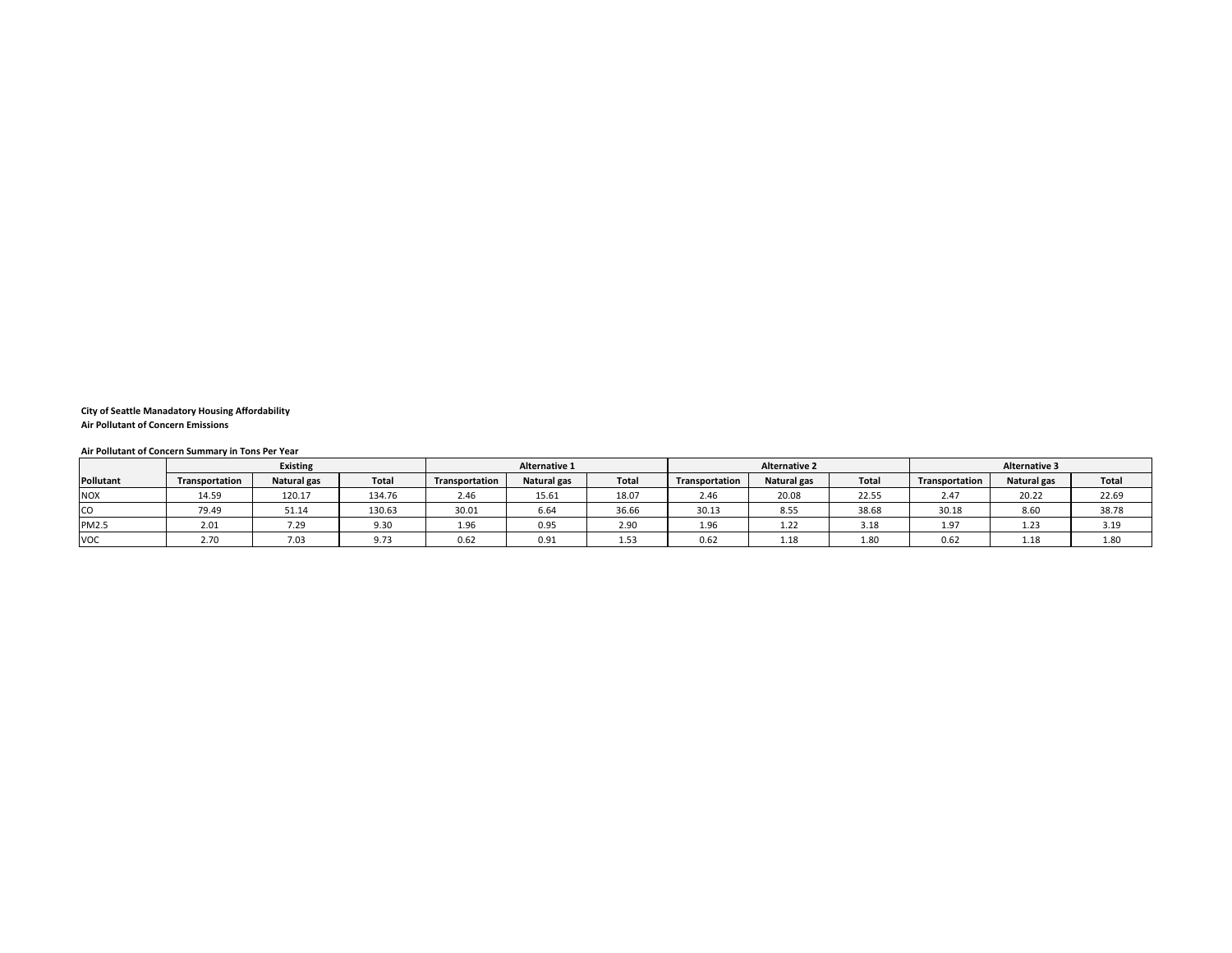**City of Seattle Manadatory Housing Affordability**
**Air Pollutant of Concern Emissions**

**Air Pollutant of Concern Summary in Tons Per Year**

| | Existing | | | Alternative 1 | | | Alternative 2 | | | Alternative 3 | | |
|---|---|---|---|---|---|---|---|---|---|---|---|---|
| **Pollutant** | **Transportation** | **Natural gas** | **Total** | **Transportation** | **Natural gas** | **Total** | **Transportation** | **Natural gas** | **Total** | **Transportation** | **Natural gas** | **Total** |
| NOX | 14.59 | 120.17 | 134.76 | 2.46 | 15.61 | 18.07 | 2.46 | 20.08 | 22.55 | 2.47 | 20.22 | 22.69 |
| CO | 79.49 | 51.14 | 130.63 | 30.01 | 6.64 | 36.66 | 30.13 | 8.55 | 38.68 | 30.18 | 8.60 | 38.78 |
| PM2.5 | 2.01 | 7.29 | 9.30 | 1.96 | 0.95 | 2.90 | 1.96 | 1.22 | 3.18 | 1.97 | 1.23 | 3.19 |
| VOC | 2.70 | 7.03 | 9.73 | 0.62 | 0.91 | 1.53 | 0.62 | 1.18 | 1.80 | 0.62 | 1.18 | 1.80 |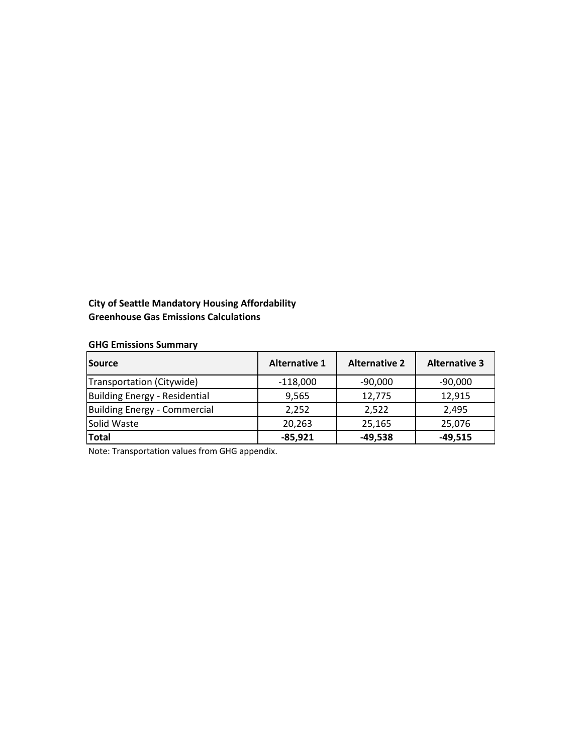**City of Seattle Mandatory Housing Affordability**
**Greenhouse Gas Emissions Calculations**

**GHG Emissions Summary**

| Source | Alternative 1 | Alternative 2 | Alternative 3 |
|---|---|---|---|
| Transportation (Citywide) | -118,000 | -90,000 | -90,000 |
| Building Energy - Residential | 9,565 | 12,775 | 12,915 |
| Building Energy - Commercial | 2,252 | 2,522 | 2,495 |
| Solid Waste | 20,263 | 25,165 | 25,076 |
| **Total** | **-85,921** | **-49,538** | **-49,515** |

Note: Transportation values from GHG appendix.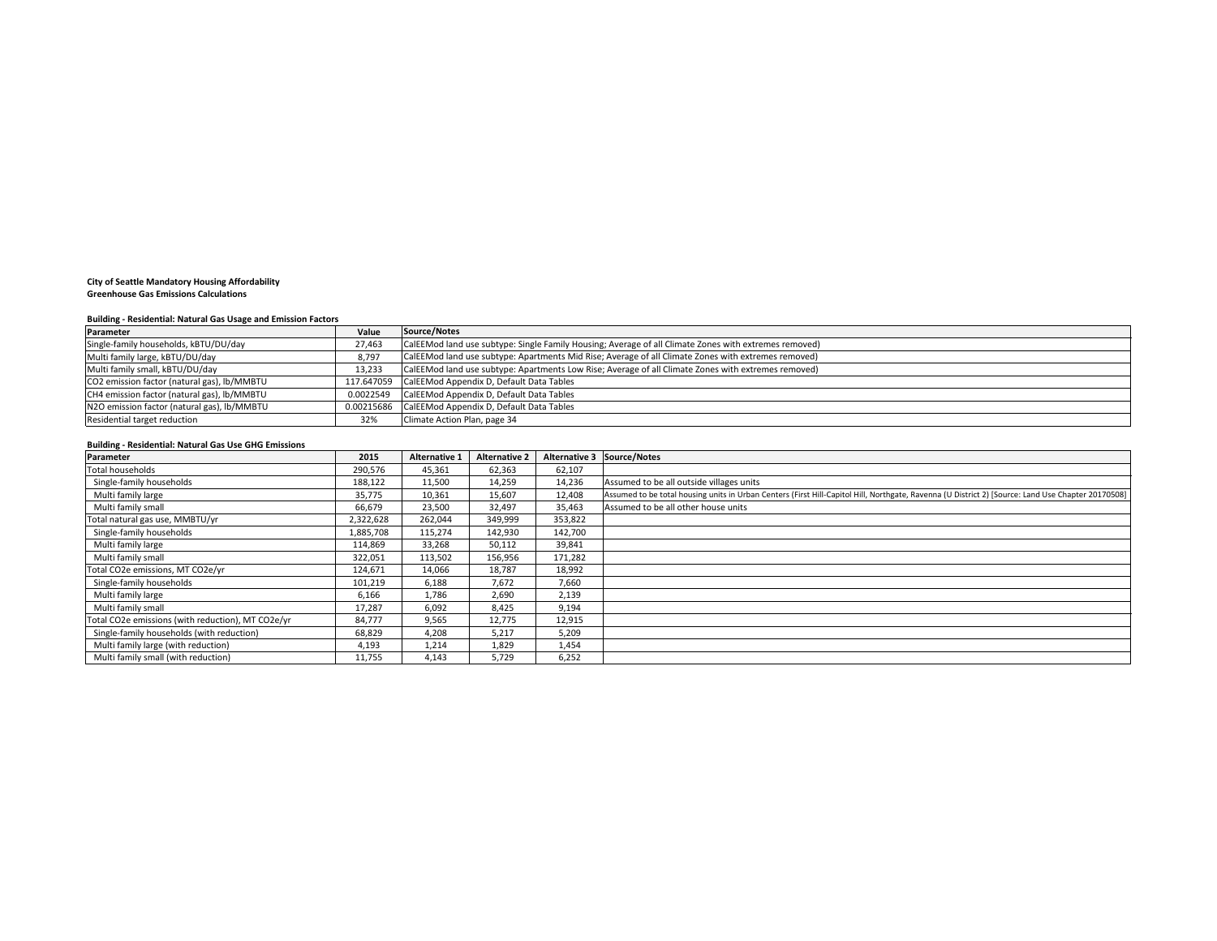**City of Seattle Mandatory Housing Affordability**
**Greenhouse Gas Emissions Calculations**

**Building - Residential: Natural Gas Usage and Emission Factors**

| Parameter | Value | Source/Notes |
| --- | --- | --- |
| Single-family households, kBTU/DU/day | 27,463 | CalEEMod land use subtype: Single Family Housing; Average of all Climate Zones with extremes removed) |
| Multi family large, kBTU/DU/day | 8,797 | CalEEMod land use subtype: Apartments Mid Rise; Average of all Climate Zones with extremes removed) |
| Multi family small, kBTU/DU/day | 13,233 | CalEEMod land use subtype: Apartments Low Rise; Average of all Climate Zones with extremes removed) |
| $CO_2$ emission factor (natural gas), lb/MMBTU | 117.647059 | CalEEMod Appendix D, Default Data Tables |
| $CH_4$ emission factor (natural gas), lb/MMBTU | 0.0022549 | CalEEMod Appendix D, Default Data Tables |
| $N_2O$ emission factor (natural gas), lb/MMBTU | 0.00215686 | CalEEMod Appendix D, Default Data Tables |
| Residential target reduction | 32% | Climate Action Plan, page 34 |

**Building - Residential: Natural Gas Use GHG Emissions**

| Parameter | 2015 | Alternative 1 | Alternative 2 | Alternative 3 | Source/Notes |
| --- | --- | --- | --- | --- | --- |
| Total households | 290,576 | 45,361 | 62,363 | 62,107 | |
| Single-family households | 188,122 | 11,500 | 14,259 | 14,236 | Assumed to be all outside villages units |
| Multi family large | 35,775 | 10,361 | 15,607 | 12,408 | Assumed to be total housing units in Urban Centers (First Hill-Capitol Hill, Northgate, Ravenna (U District 2) [Source: Land Use Chapter 20170508] |
| Multi family small | 66,679 | 23,500 | 32,497 | 35,463 | Assumed to be all other house units |
| Total natural gas use, MMBTU/yr | 2,322,628 | 262,044 | 349,999 | 353,822 | |
| Single-family households | 1,885,708 | 115,274 | 142,930 | 142,700 | |
| Multi family large | 114,869 | 33,268 | 50,112 | 39,841 | |
| Multi family small | 322,051 | 113,502 | 156,956 | 171,282 | |
| Total $CO_2e$ emissions, MT $CO_2e$/yr | 124,671 | 14,066 | 18,787 | 18,992 | |
| Single-family households | 101,219 | 6,188 | 7,672 | 7,660 | |
| Multi family large | 6,166 | 1,786 | 2,690 | 2,139 | |
| Multi family small | 17,287 | 6,092 | 8,425 | 9,194 | |
| Total $CO_2e$ emissions (with reduction), MT $CO_2e$/yr | 84,777 | 9,565 | 12,775 | 12,915 | |
| Single-family households (with reduction) | 68,829 | 4,208 | 5,217 | 5,209 | |
| Multi family large (with reduction) | 4,193 | 1,214 | 1,829 | 1,454 | |
| Multi family small (with reduction) | 11,755 | 4,143 | 5,729 | 6,252 | |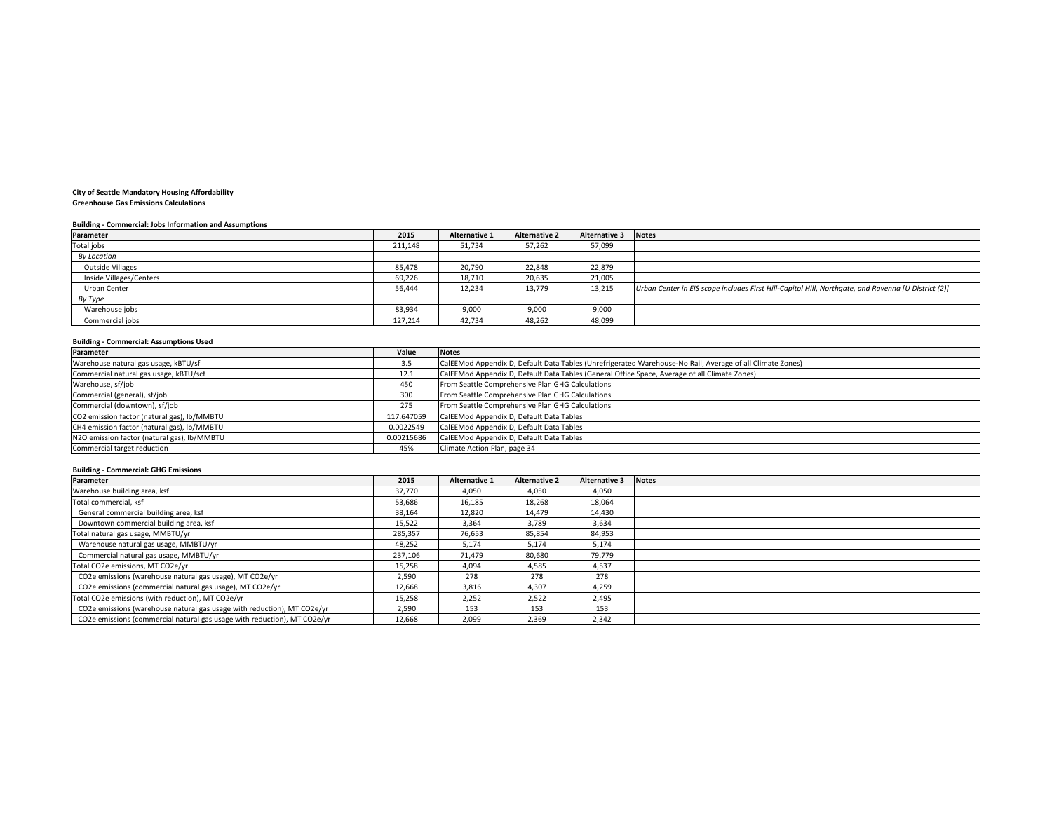**City of Seattle Mandatory Housing Affordability**
**Greenhouse Gas Emissions Calculations**

**Building - Commercial: Jobs Information and Assumptions**

| Parameter | 2015 | Alternative 1 | Alternative 2 | Alternative 3 | Notes |
|---|---|---|---|---|---|
| Total jobs | 211,148 | 51,734 | 57,262 | 57,099 | |
| *By Location* | | | | | |
| Outside Villages | 85,478 | 20,790 | 22,848 | 22,879 | |
| Inside Villages/Centers | 69,226 | 18,710 | 20,635 | 21,005 | |
| Urban Center | 56,444 | 12,234 | 13,779 | 13,215 | *Urban Center in EIS scope includes First Hill-Capitol Hill, Northgate, and Ravenna [U District (2)]* |
| *By Type* | | | | | |
| Warehouse jobs | 83,934 | 9,000 | 9,000 | 9,000 | |
| Commercial jobs | 127,214 | 42,734 | 48,262 | 48,099 | |

**Building - Commercial: Assumptions Used**

| Parameter | Value | Notes |
|---|---|---|
| Warehouse natural gas usage, kBTU/sf | 3.5 | CalEEMod Appendix D, Default Data Tables (Unrefrigerated Warehouse-No Rail, Average of all Climate Zones) |
| Commercial natural gas usage, kBTU/scf | 12.1 | CalEEMod Appendix D, Default Data Tables (General Office Space, Average of all Climate Zones) |
| Warehouse, sf/job | 450 | From Seattle Comprehensive Plan GHG Calculations |
| Commercial (general), sf/job | 300 | From Seattle Comprehensive Plan GHG Calculations |
| Commercial (downtown), sf/job | 275 | From Seattle Comprehensive Plan GHG Calculations |
| CO2 emission factor (natural gas), lb/MMBTU | 117.647059 | CalEEMod Appendix D, Default Data Tables |
| CH4 emission factor (natural gas), lb/MMBTU | 0.0022549 | CalEEMod Appendix D, Default Data Tables |
| N2O emission factor (natural gas), lb/MMBTU | 0.00215686 | CalEEMod Appendix D, Default Data Tables |
| Commercial target reduction | 45% | Climate Action Plan, page 34 |

**Building - Commercial: GHG Emissions**

| Parameter | 2015 | Alternative 1 | Alternative 2 | Alternative 3 | Notes |
|---|---|---|---|---|---|
| Warehouse building area, ksf | 37,770 | 4,050 | 4,050 | 4,050 | |
| Total commercial, ksf | 53,686 | 16,185 | 18,268 | 18,064 | |
| General commercial building area, ksf | 38,164 | 12,820 | 14,479 | 14,430 | |
| Downtown commercial building area, ksf | 15,522 | 3,364 | 3,789 | 3,634 | |
| Total natural gas usage, MMBTU/yr | 285,357 | 76,653 | 85,854 | 84,953 | |
| Warehouse natural gas usage, MMBTU/yr | 48,252 | 5,174 | 5,174 | 5,174 | |
| Commercial natural gas usage, MMBTU/yr | 237,106 | 71,479 | 80,680 | 79,779 | |
| Total CO2e emissions, MT CO2e/yr | 15,258 | 4,094 | 4,585 | 4,537 | |
| CO2e emissions (warehouse natural gas usage), MT CO2e/yr | 2,590 | 278 | 278 | 278 | |
| CO2e emissions (commercial natural gas usage), MT CO2e/yr | 12,668 | 3,816 | 4,307 | 4,259 | |
| Total CO2e emissions (with reduction), MT CO2e/yr | 15,258 | 2,252 | 2,522 | 2,495 | |
| CO2e emissions (warehouse natural gas usage with reduction), MT CO2e/yr | 2,590 | 153 | 153 | 153 | |
| CO2e emissions (commercial natural gas usage with reduction), MT CO2e/yr | 12,668 | 2,099 | 2,369 | 2,342 | |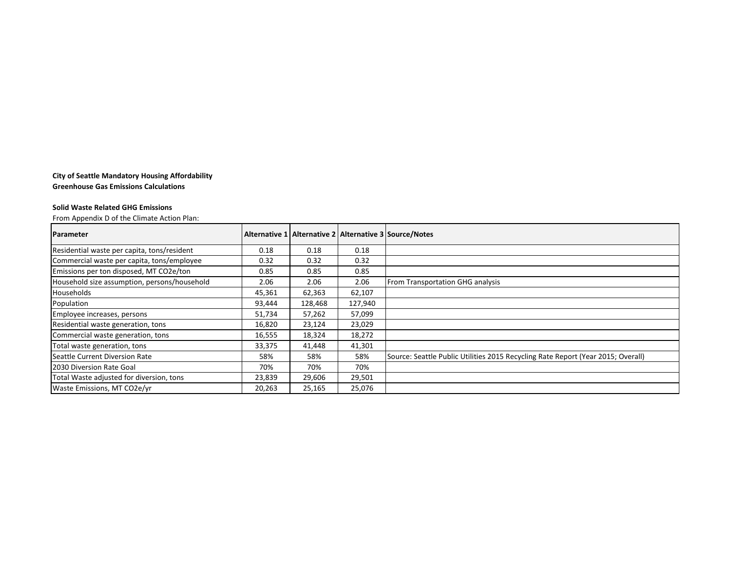**City of Seattle Mandatory Housing Affordability**
**Greenhouse Gas Emissions Calculations**

**Solid Waste Related GHG Emissions**

From Appendix D of the Climate Action Plan:

| Parameter | Alternative 1 | Alternative 2 | Alternative 3 | Source/Notes |
|---|---|---|---|---|
| Residential waste per capita, tons/resident | 0.18 | 0.18 | 0.18 | |
| Commercial waste per capita, tons/employee | 0.32 | 0.32 | 0.32 | |
| Emissions per ton disposed, MT CO2e/ton | 0.85 | 0.85 | 0.85 | |
| Household size assumption, persons/household | 2.06 | 2.06 | 2.06 | From Transportation GHG analysis |
| Households | 45,361 | 62,363 | 62,107 | |
| Population | 93,444 | 128,468 | 127,940 | |
| Employee increases, persons | 51,734 | 57,262 | 57,099 | |
| Residential waste generation, tons | 16,820 | 23,124 | 23,029 | |
| Commercial waste generation, tons | 16,555 | 18,324 | 18,272 | |
| Total waste generation, tons | 33,375 | 41,448 | 41,301 | |
| Seattle Current Diversion Rate | 58% | 58% | 58% | Source: Seattle Public Utilities 2015 Recycling Rate Report (Year 2015; Overall) |
| 2030 Diversion Rate Goal | 70% | 70% | 70% | |
| Total Waste adjusted for diversion, tons | 23,839 | 29,606 | 29,501 | |
| Waste Emissions, MT CO2e/yr | 20,263 | 25,165 | 25,076 | |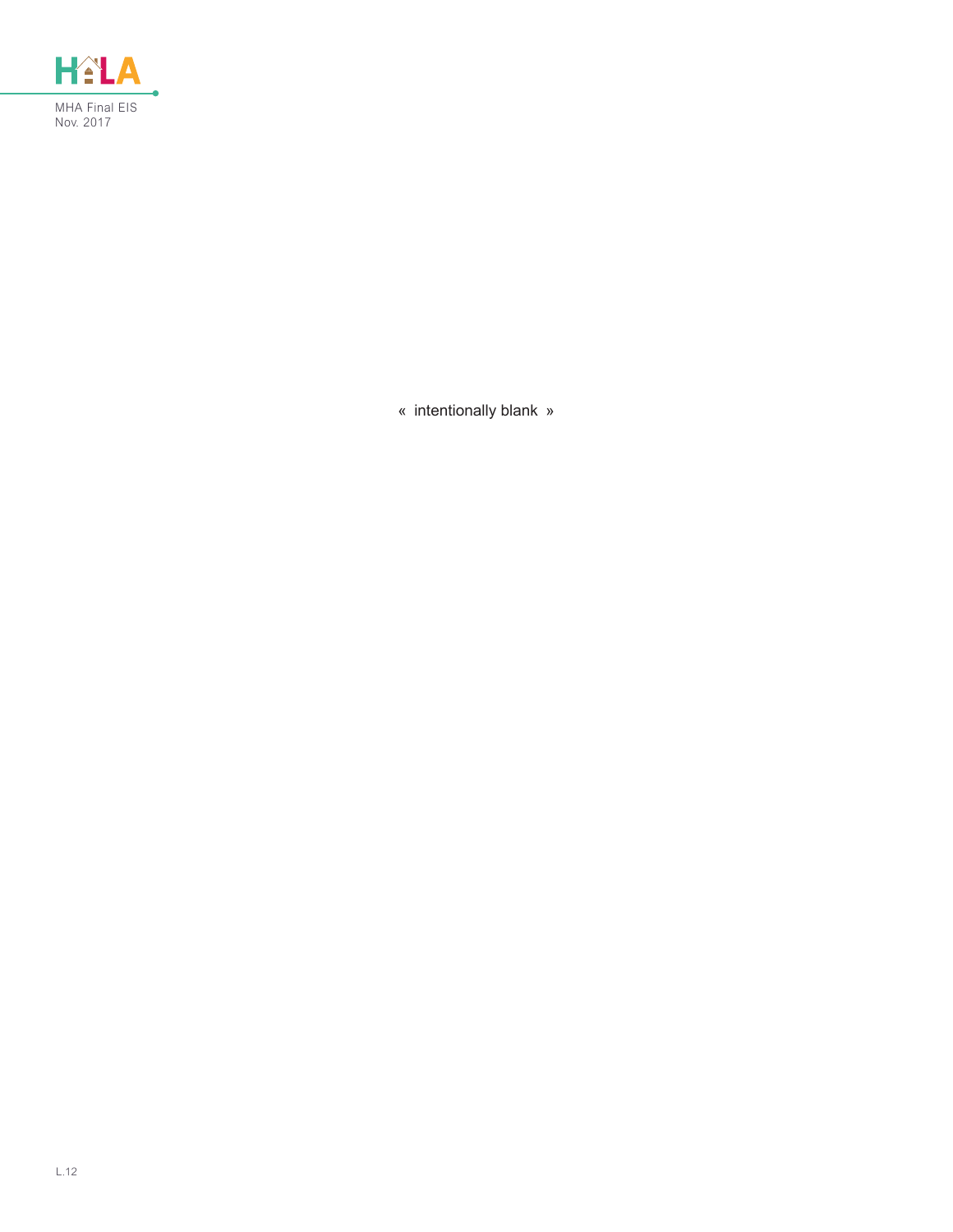« intentionally blank »